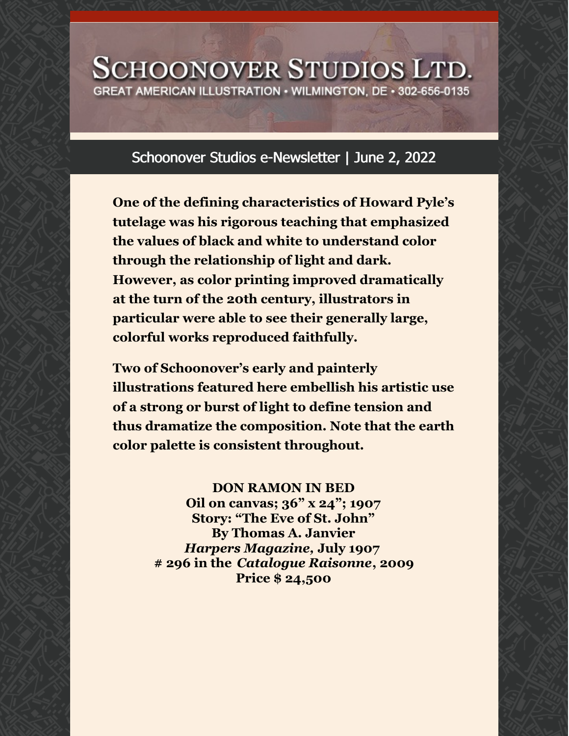# SCHOONOVER STUDIOS LTD.

GREAT AMERICAN ILLUSTRATION • WILMINGTON, DE • 302-656-0135

## Schoonover Studios e-Newsletter | June 2, 2022

**One of the defining characteristics of Howard Pyle's tutelage was his rigorous teaching that emphasized the values of black and white to understand color through the relationship of light and dark. However, as color printing improved dramatically at the turn of the 20th century, illustrators in particular were able to see their generally large, colorful works reproduced faithfully.**

**Two of Schoonover's early and painterly illustrations featured here embellish his artistic use of a strong or burst of light to define tension and thus dramatize the composition. Note that the earth color palette is consistent throughout.**

**DON RAMON IN BED**
**Oil on canvas; 36" x 24"; 1907**
**Story: "The Eve of St. John"**
**By Thomas A. Janvier**
***Harpers Magazine*, July 1907**
**# 296 in the *Catalogue Raisonne*, 2009**
**Price $ 24,500**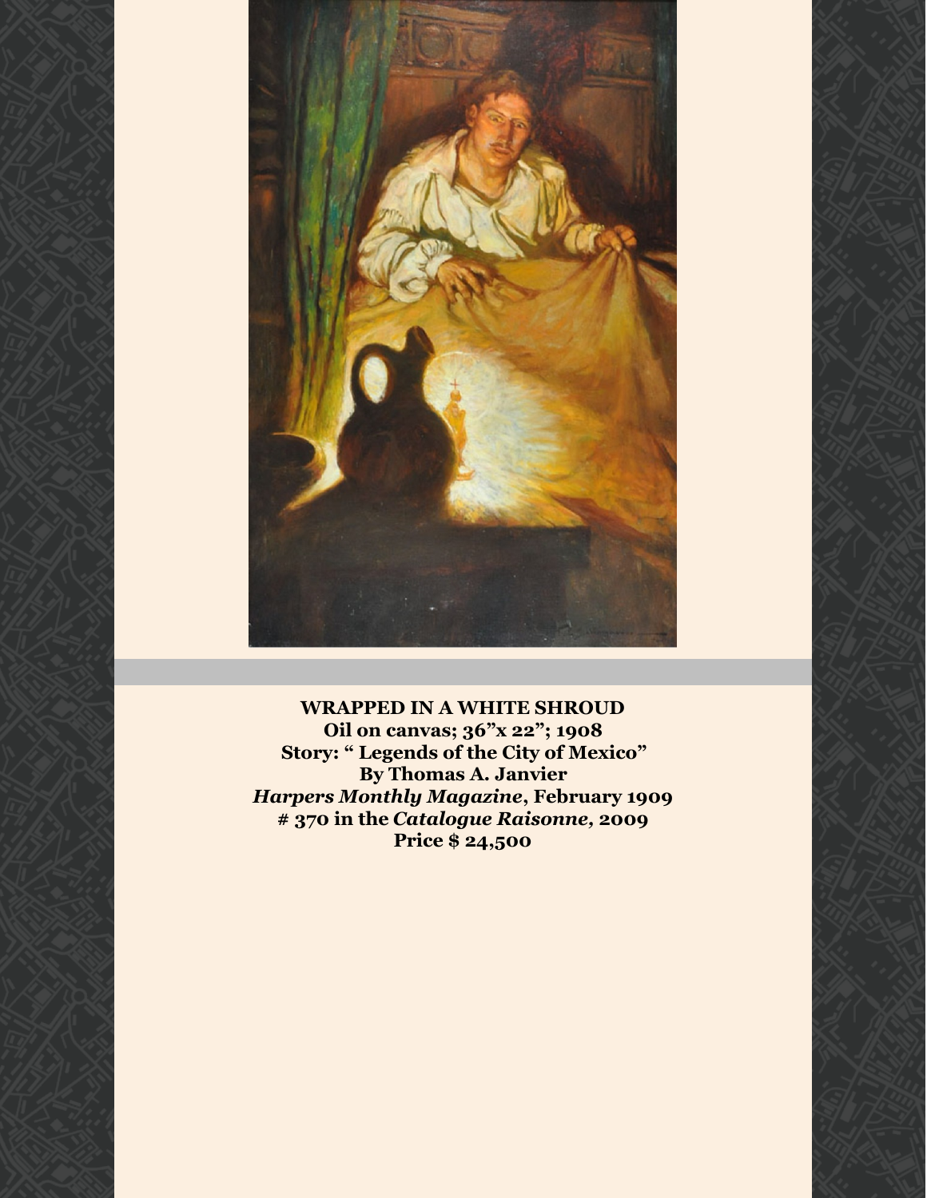**WRAPPED IN A WHITE SHROUD**
**Oil on canvas; 36"x 22"; 1908**
**Story: " Legends of the City of Mexico"**
**By Thomas A. Janvier**
***Harpers Monthly Magazine*, February 1909**
**# 370 in the *Catalogue Raisonne,* 2009**
**Price $ 24,500**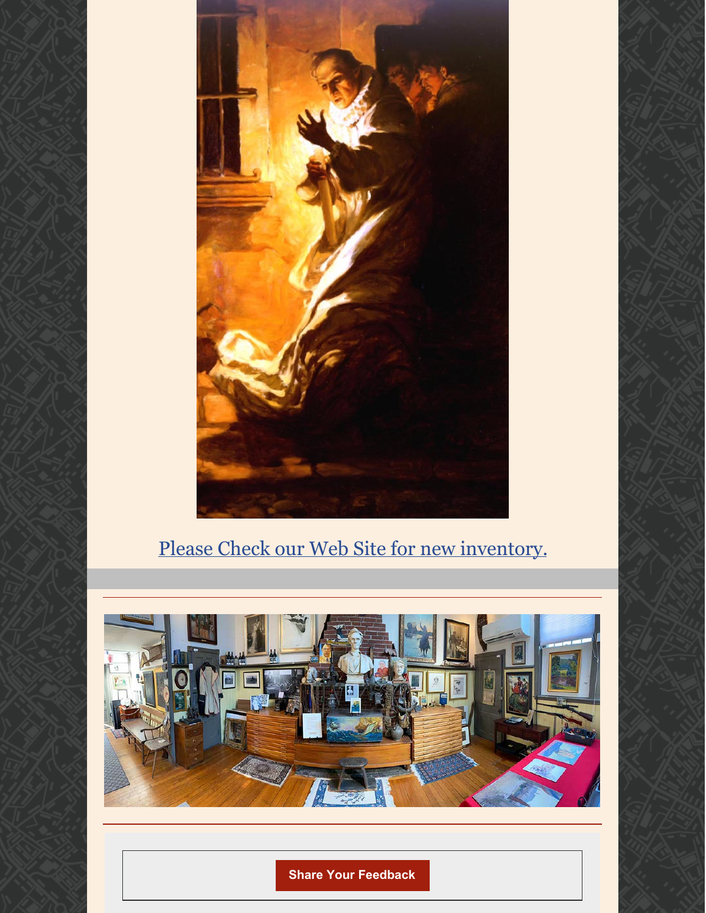Please Check our Web Site for new inventory.

Share Your Feedback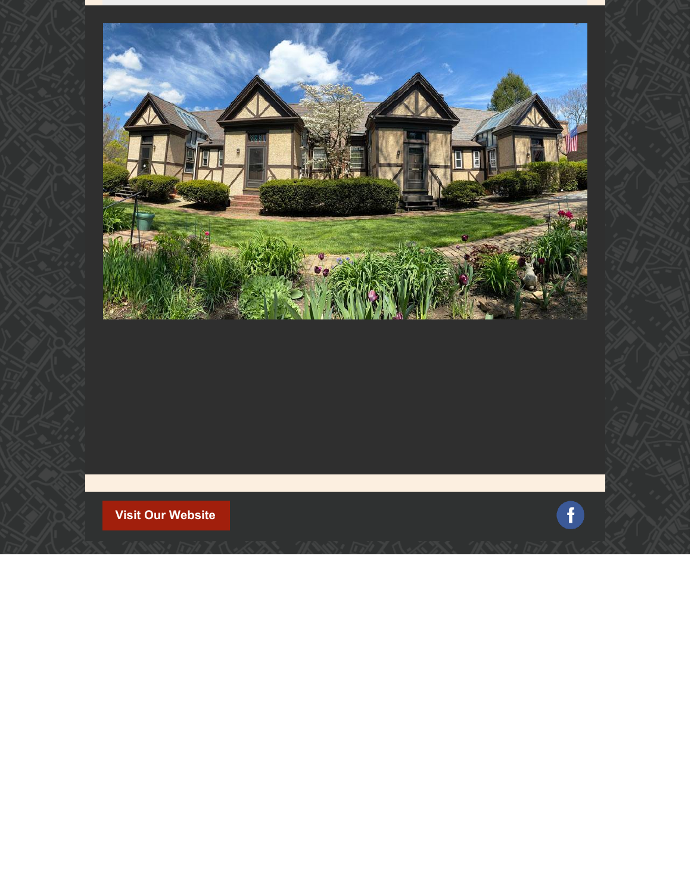Visit Our Website